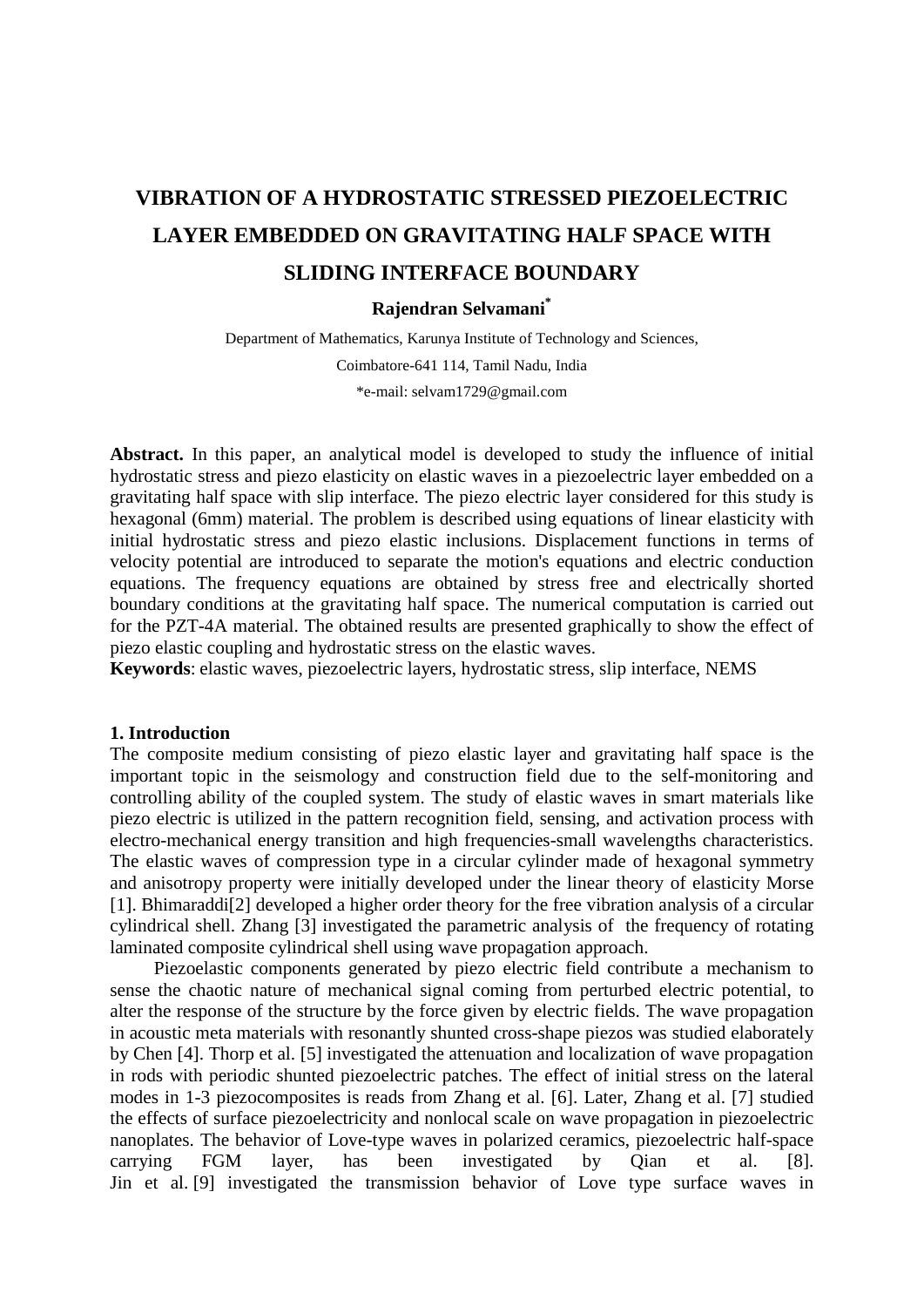# VIBRATION OF A HYDROSTATIC STRESSED PIEZOELECTRIC LAYER EMBEDDED ON GRAVITATING HALF SPACE WITH SLIDING INTERFACE BOUNDARY

**Rajendran Selvamani***

Department of Mathematics, Karunya Institute of Technology and Sciences,

Coimbatore-641 114, Tamil Nadu, India

*e-mail: selvam1729@gmail.com

**Abstract.** In this paper, an analytical model is developed to study the influence of initial hydrostatic stress and piezo elasticity on elastic waves in a piezoelectric layer embedded on a gravitating half space with slip interface. The piezo electric layer considered for this study is hexagonal (6mm) material. The problem is described using equations of linear elasticity with initial hydrostatic stress and piezo elastic inclusions. Displacement functions in terms of velocity potential are introduced to separate the motion's equations and electric conduction equations. The frequency equations are obtained by stress free and electrically shorted boundary conditions at the gravitating half space. The numerical computation is carried out for the PZT-4A material. The obtained results are presented graphically to show the effect of piezo elastic coupling and hydrostatic stress on the elastic waves.

**Keywords**: elastic waves, piezoelectric layers, hydrostatic stress, slip interface, NEMS

## 1. Introduction

The composite medium consisting of piezo elastic layer and gravitating half space is the important topic in the seismology and construction field due to the self-monitoring and controlling ability of the coupled system. The study of elastic waves in smart materials like piezo electric is utilized in the pattern recognition field, sensing, and activation process with electro-mechanical energy transition and high frequencies-small wavelengths characteristics. The elastic waves of compression type in a circular cylinder made of hexagonal symmetry and anisotropy property were initially developed under the linear theory of elasticity Morse [1]. Bhimaraddi[2] developed a higher order theory for the free vibration analysis of a circular cylindrical shell. Zhang [3] investigated the parametric analysis of the frequency of rotating laminated composite cylindrical shell using wave propagation approach.

Piezoelastic components generated by piezo electric field contribute a mechanism to sense the chaotic nature of mechanical signal coming from perturbed electric potential, to alter the response of the structure by the force given by electric fields. The wave propagation in acoustic meta materials with resonantly shunted cross-shape piezos was studied elaborately by Chen [4]. Thorp et al. [5] investigated the attenuation and localization of wave propagation in rods with periodic shunted piezoelectric patches. The effect of initial stress on the lateral modes in 1-3 piezocomposites is reads from Zhang et al. [6]. Later, Zhang et al. [7] studied the effects of surface piezoelectricity and nonlocal scale on wave propagation in piezoelectric nanoplates. The behavior of Love-type waves in polarized ceramics, piezoelectric half-space carrying FGM layer, has been investigated by Qian et al. [8]. Jin et al. [9] investigated the transmission behavior of Love type surface waves in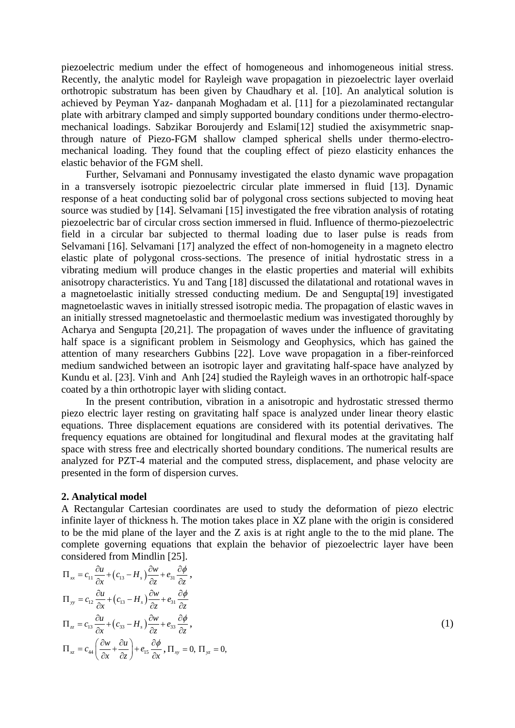piezoelectric medium under the effect of homogeneous and inhomogeneous initial stress. Recently, the analytic model for Rayleigh wave propagation in piezoelectric layer overlaid orthotropic substratum has been given by Chaudhary et al. [10]. An analytical solution is achieved by Peyman Yaz- danpanah Moghadam et al. [11] for a piezolaminated rectangular plate with arbitrary clamped and simply supported boundary conditions under thermo-electro-mechanical loadings. Sabzikar Boroujerdy and Eslami[12] studied the axisymmetric snap-through nature of Piezo-FGM shallow clamped spherical shells under thermo-electro-mechanical loading. They found that the coupling effect of piezo elasticity enhances the elastic behavior of the FGM shell.

Further, Selvamani and Ponnusamy investigated the elasto dynamic wave propagation in a transversely isotropic piezoelectric circular plate immersed in fluid [13]. Dynamic response of a heat conducting solid bar of polygonal cross sections subjected to moving heat source was studied by [14]. Selvamani [15] investigated the free vibration analysis of rotating piezoelectric bar of circular cross section immersed in fluid. Influence of thermo-piezoelectric field in a circular bar subjected to thermal loading due to laser pulse is reads from Selvamani [16]. Selvamani [17] analyzed the effect of non-homogeneity in a magneto electro elastic plate of polygonal cross-sections. The presence of initial hydrostatic stress in a vibrating medium will produce changes in the elastic properties and material will exhibits anisotropy characteristics. Yu and Tang [18] discussed the dilatational and rotational waves in a magnetoelastic initially stressed conducting medium. De and Sengupta[19] investigated magnetoelastic waves in initially stressed isotropic media. The propagation of elastic waves in an initially stressed magnetoelastic and thermoelastic medium was investigated thoroughly by Acharya and Sengupta [20,21]. The propagation of waves under the influence of gravitating half space is a significant problem in Seismology and Geophysics, which has gained the attention of many researchers Gubbins [22]. Love wave propagation in a fiber-reinforced medium sandwiched between an isotropic layer and gravitating half-space have analyzed by Kundu et al. [23]. Vinh and Anh [24] studied the Rayleigh waves in an orthotropic half-space coated by a thin orthotropic layer with sliding contact.

In the present contribution, vibration in a anisotropic and hydrostatic stressed thermo piezo electric layer resting on gravitating half space is analyzed under linear theory elastic equations. Three displacement equations are considered with its potential derivatives. The frequency equations are obtained for longitudinal and flexural modes at the gravitating half space with stress free and electrically shorted boundary conditions. The numerical results are analyzed for PZT-4 material and the computed stress, displacement, and phase velocity are presented in the form of dispersion curves.

## 2. Analytical model

A Rectangular Cartesian coordinates are used to study the deformation of piezo electric infinite layer of thickness h. The motion takes place in XZ plane with the origin is considered to be the mid plane of the layer and the Z axis is at right angle to the to the mid plane. The complete governing equations that explain the behavior of piezoelectric layer have been considered from Mindlin [25].

$$
\begin{aligned}
\Pi_{xx} &= c_{11}\frac{\partial u}{\partial x} + \left(c_{13} - H_s\right)\frac{\partial w}{\partial z} + e_{31}\frac{\partial \phi}{\partial z}, \\
\Pi_{yy} &= c_{12}\frac{\partial u}{\partial x} + \left(c_{13} - H_s\right)\frac{\partial w}{\partial z} + e_{31}\frac{\partial \phi}{\partial z} \\
\Pi_{zz} &= c_{13}\frac{\partial u}{\partial x} + \left(c_{33} - H_s\right)\frac{\partial w}{\partial z} + e_{33}\frac{\partial \phi}{\partial z}, \\
\Pi_{xz} &= c_{44}\left(\frac{\partial w}{\partial x} + \frac{\partial u}{\partial z}\right) + e_{15}\frac{\partial \phi}{\partial x},\ \Pi_{xy} = 0,\ \Pi_{yz} = 0,
\end{aligned}
\tag{1}
$$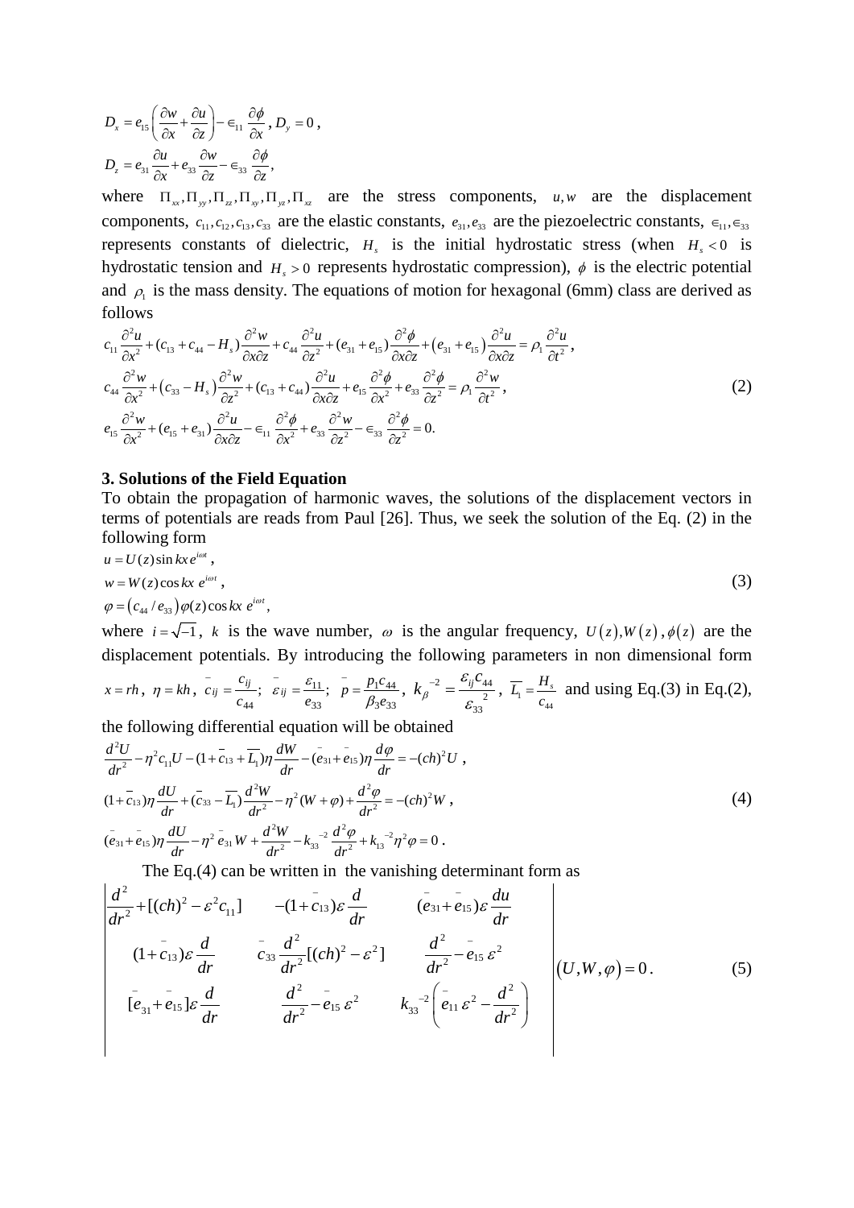$$D_x = e_{15}\left(\frac{\partial w}{\partial x}+\frac{\partial u}{\partial z}\right) - \in_{11}\frac{\partial \phi}{\partial x},\ D_y = 0\ ,$$

$$D_z = e_{31}\frac{\partial u}{\partial x} + e_{33}\frac{\partial w}{\partial z} - \in_{33}\frac{\partial \phi}{\partial z},$$

where $\Pi_{xx}, \Pi_{yy}, \Pi_{zz}, \Pi_{xy}, \Pi_{yz}, \Pi_{xz}$ are the stress components, $u, w$ are the displacement components, $c_{11}, c_{12}, c_{13}, c_{33}$ are the elastic constants, $e_{31}, e_{33}$ are the piezoelectric constants, $\in_{11}, \in_{33}$ represents constants of dielectric, $H_s$ is the initial hydrostatic stress (when $H_s < 0$ is hydrostatic tension and $H_s > 0$ represents hydrostatic compression), $\phi$ is the electric potential and $\rho_1$ is the mass density. The equations of motion for hexagonal (6mm) class are derived as follows

$$\begin{aligned}
&c_{11}\frac{\partial^2 u}{\partial x^2} + (c_{13}+c_{44}-H_s)\frac{\partial^2 w}{\partial x \partial z} + c_{44}\frac{\partial^2 u}{\partial z^2} + (e_{31}+e_{15})\frac{\partial^2 \phi}{\partial x \partial z} + \left(e_{31}+e_{15}\right)\frac{\partial^2 u}{\partial x \partial z} = \rho_1 \frac{\partial^2 u}{\partial t^2},\\
&c_{44}\frac{\partial^2 w}{\partial x^2} + \left(c_{33}-H_s\right)\frac{\partial^2 w}{\partial z^2} + (c_{13}+c_{44})\frac{\partial^2 u}{\partial x \partial z} + e_{15}\frac{\partial^2 \phi}{\partial x^2} + e_{33}\frac{\partial^2 \phi}{\partial z^2} = \rho_1 \frac{\partial^2 w}{\partial t^2},\\
&e_{15}\frac{\partial^2 w}{\partial x^2} + (e_{15}+e_{31})\frac{\partial^2 u}{\partial x \partial z} - \in_{11}\frac{\partial^2 \phi}{\partial x^2} + e_{33}\frac{\partial^2 w}{\partial z^2} - \in_{33}\frac{\partial^2 \phi}{\partial z^2} = 0.
\end{aligned} \tag{2}$$

### 3. Solutions of the Field Equation

To obtain the propagation of harmonic waves, the solutions of the displacement vectors in terms of potentials are reads from Paul [26]. Thus, we seek the solution of the Eq. (2) in the following form

$$\begin{aligned}
&u = U(z)\sin kx\, e^{i\omega t},\\
&w = W(z)\cos kx\ e^{i\omega t},\\
&\varphi = \left(c_{44}/e_{33}\right)\varphi(z)\cos kx\ e^{i\omega t},
\end{aligned} \tag{3}$$

where $i=\sqrt{-1}$, $k$ is the wave number, $\omega$ is the angular frequency, $U(z), W(z), \phi(z)$ are the displacement potentials. By introducing the following parameters in non dimensional form $x = rh$, $\eta = kh$, $\bar{c}_{ij} = \frac{c_{ij}}{c_{44}}$; $\bar{\varepsilon}_{ij} = \frac{\varepsilon_{11}}{e_{33}}$; $\bar{p} = \frac{p_1 c_{44}}{\beta_3 e_{33}}$, $k_\beta^{-2} = \frac{\varepsilon_{ij} c_{44}}{\varepsilon_{33}^{\ 2}}$, $\overline{L_1} = \frac{H_s}{c_{44}}$ and using Eq.(3) in Eq.(2), the following differential equation will be obtained

$$\begin{aligned}
&\frac{d^2U}{dr^2} - \eta^2 c_{11} U - (1+\bar{c}_{13}+\overline{L_1})\eta\frac{dW}{dr} - (\bar{e}_{31}+\bar{e}_{15})\eta\frac{d\varphi}{dr} = -(ch)^2 U\ ,\\
&(1+\bar{c}_{13})\eta\frac{dU}{dr} + (\bar{c}_{33}-\overline{L_1})\frac{d^2W}{dr^2} - \eta^2(W+\varphi) + \frac{d^2\varphi}{dr^2} = -(ch)^2 W\ ,\\
&(\bar{e}_{31}+\bar{e}_{15})\eta\frac{dU}{dr} - \eta^2\bar{e}_{31}W + \frac{d^2W}{dr^2} - k_{33}^{-2}\frac{d^2\varphi}{dr^2} + k_{13}^{-2}\eta^2\varphi = 0\ .
\end{aligned} \tag{4}$$

The Eq.(4) can be written in the vanishing determinant form as

$$\begin{vmatrix}
\frac{d^2}{dr^2} + [(ch)^2 - \varepsilon^2 c_{11}] & -(1+\bar{c}_{13})\varepsilon\frac{d}{dr} & (\bar{e}_{31}+\bar{e}_{15})\varepsilon\frac{du}{dr} \\
(1+\bar{c}_{13})\varepsilon\frac{d}{dr} & \bar{c}_{33}\frac{d^2}{dr^2}[(ch)^2 - \varepsilon^2] & \frac{d^2}{dr^2} - \bar{e}_{15}\varepsilon^2 \\
[\bar{e}_{31}+\bar{e}_{15}]\varepsilon\frac{d}{dr} & \frac{d^2}{dr^2} - \bar{e}_{15}\varepsilon^2 & k_{33}^{-2}\left(\bar{e}_{11}\varepsilon^2 - \frac{d^2}{dr^2}\right)
\end{vmatrix} \left(U, W, \varphi\right) = 0\ . \tag{5}$$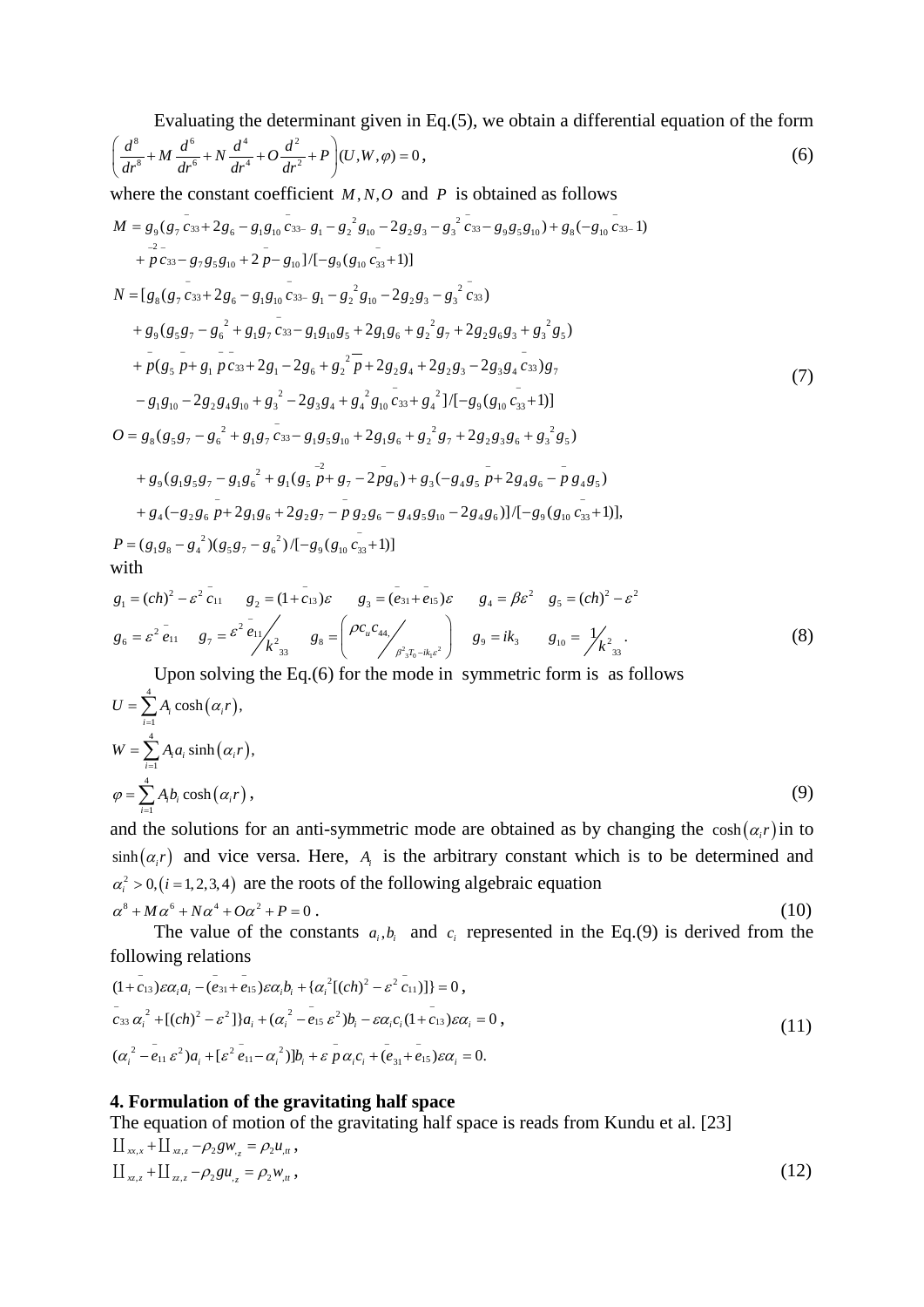Evaluating the determinant given in Eq.(5), we obtain a differential equation of the form

$$\left(\frac{d^8}{dr^8}+M\frac{d^6}{dr^6}+N\frac{d^4}{dr^4}+O\frac{d^2}{dr^2}+P\right)(U,W,\varphi)=0\,, \tag{6}$$

where the constant coefficient $M, N, O$ and $P$ is obtained as follows

$$\begin{aligned}
M &= g_9(g_7\bar{c}_{33}+2g_6-g_1g_{10}\bar{c}_{33}-g_1-g_2^{\,2}g_{10}-2g_2g_3-g_3^{\,2}\bar{c}_{33}-g_9g_5g_{10})+g_8(-g_{10}\bar{c}_{33}-1)\\
&\quad+\bar{p}^{-2}\bar{c}_{33}-g_7g_5g_{10}+2\bar{p}-g_{10}]/[-g_9(g_{10}\bar{c}_{33}+1)]\\
N &= [g_8(g_7\bar{c}_{33}+2g_6-g_1g_{10}\bar{c}_{33}-g_1-g_2^{\,2}g_{10}-2g_2g_3-g_3^{\,2}\bar{c}_{33})\\
&\quad+g_9(g_5g_7-g_6^{\,2}+g_1g_7\bar{c}_{33}-g_1g_{10}g_5+2g_1g_6+g_2^{\,2}g_7+2g_2g_6g_3+g_3^{\,2}g_5)\\
&\quad+\bar{p}(g_5\bar{p}+g_1\bar{p}\bar{c}_{33}+2g_1-2g_6+g_2^{\,2}\bar{p}+2g_2g_4+2g_2g_3-2g_3g_4\bar{c}_{33})g_7\\
&\quad-g_1g_{10}-2g_2g_4g_{10}+g_3^{\,2}-2g_3g_4+g_4^{\,2}g_{10}\bar{c}_{33}+g_4^{\,2}]/[-g_9(g_{10}\bar{c}_{33}+1)]\\
O &= g_8(g_5g_7-g_6^{\,2}+g_1g_7\bar{c}_{33}-g_1g_5g_{10}+2g_1g_6+g_2^{\,2}g_7+2g_2g_3g_6+g_3^{\,2}g_5)\\
&\quad+g_9(g_1g_5g_7-g_1g_6^{\,2}+g_1(g_5\bar{p}^{-2}+g_7-2\bar{p}g_6)+g_3(-g_4g_5\bar{p}+2g_4g_6-\bar{p}g_4g_5)\\
&\quad+g_4(-g_2g_6\bar{p}+2g_1g_6+2g_2g_7-\bar{p}g_2g_6-g_4g_5g_{10}-2g_4g_6)]/[-g_9(g_{10}\bar{c}_{33}+1)],\\
P &= (g_1g_8-g_4^{\,2})(g_5g_7-g_6^{\,2})/[-g_9(g_{10}\bar{c}_{33}+1)]
\end{aligned} \tag{7}$$

with

$$\begin{aligned}
&g_1=(ch)^2-\varepsilon^2\bar{c}_{11}\qquad g_2=(1+\bar{c}_{13})\varepsilon\qquad g_3=(\bar{e}_{31}+\bar{e}_{15})\varepsilon\qquad g_4=\beta\varepsilon^2\quad g_5=(ch)^2-\varepsilon^2\\
&g_6=\varepsilon^2\bar{e}_{11}\quad g_7=\varepsilon^2\bar{e}_{11}\Big/k_{33}^{2}\quad g_8=\left(\rho c_u c_{44,}\Big/_{\beta^2{}_3T_0-ik_1\varepsilon^2}\right)\quad g_9=ik_3\quad g_{10}=1\Big/k_{33}^{2}.
\end{aligned} \tag{8}$$

Upon solving the Eq.(6) for the mode in symmetric form is as follows

$$\begin{aligned}
U&=\sum_{i=1}^{4}A_i\cosh(\alpha_i r),\\
W&=\sum_{i=1}^{4}A_i a_i\sinh(\alpha_i r),\\
\varphi&=\sum_{i=1}^{4}A_i b_i\cosh(\alpha_i r)\,,
\end{aligned} \tag{9}$$

and the solutions for an anti-symmetric mode are obtained as by changing the $\cosh(\alpha_i r)$ in to $\sinh(\alpha_i r)$ and vice versa. Here, $A_i$ is the arbitrary constant which is to be determined and $\alpha_i^2>0,(i=1,2,3,4)$ are the roots of the following algebraic equation

$$\alpha^8+M\alpha^6+N\alpha^4+O\alpha^2+P=0\,. \tag{10}$$

The value of the constants $a_i, b_i$ and $c_i$ represented in the Eq.(9) is derived from the following relations

$$\begin{aligned}
&(1+\bar{c}_{13})\varepsilon\alpha_i a_i-(\bar{e}_{31}+\bar{e}_{15})\varepsilon\alpha_i b_i+\{\alpha_i^{\,2}[(ch)^2-\varepsilon^2\bar{c}_{11})]\}=0\,,\\
&\bar{c}_{33}\,\alpha_i^{\,2}+[(ch)^2-\varepsilon^2]\}a_i+(\alpha_i^{\,2}-\bar{e}_{15}\,\varepsilon^2)b_i-\varepsilon\alpha_i c_i(1+\bar{c}_{13})\varepsilon\alpha_i=0\,,\\
&(\alpha_i^{\,2}-\bar{e}_{11}\,\varepsilon^2)a_i+[\varepsilon^2\bar{e}_{11}-\alpha_i^{\,2})]b_i+\varepsilon\,\bar{p}\,\alpha_i c_i+(\bar{e}_{31}+\bar{e}_{15})\varepsilon\alpha_i=0.
\end{aligned} \tag{11}$$

## 4. Formulation of the gravitating half space

The equation of motion of the gravitating half space is reads from Kundu et al. [23]

$$\begin{aligned}
&\amalg_{xx,x}+\amalg_{xz,z}-\rho_2 g w_{,z}=\rho_2 u_{,tt}\,,\\
&\amalg_{xz,z}+\amalg_{zz,z}-\rho_2 g u_{,z}=\rho_2 w_{,tt}\,,
\end{aligned} \tag{12}$$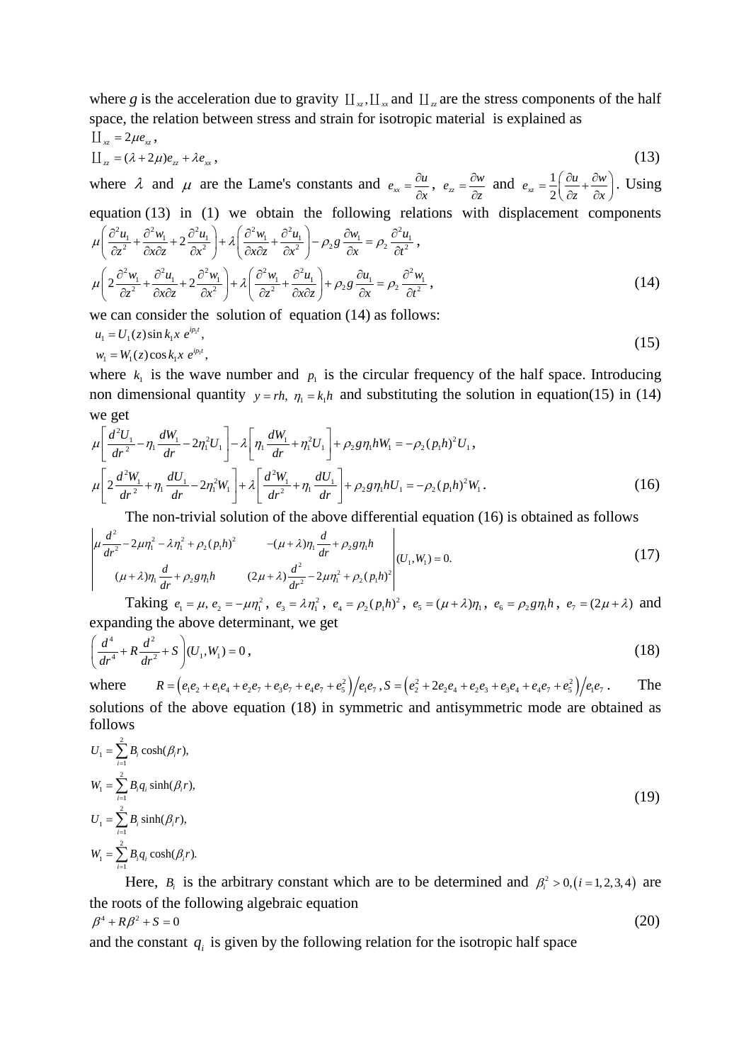where $g$ is the acceleration due to gravity $\amalg_{xz}, \amalg_{xx}$ and $\amalg_{zz}$ are the stress components of the half space, the relation between stress and strain for isotropic material is explained as

$$\amalg_{xz} = 2\mu e_{xz},$$

$$\amalg_{zz} = (\lambda + 2\mu)e_{zz} + \lambda e_{xx}, \tag{13}$$

where $\lambda$ and $\mu$ are the Lame's constants and $e_{xx} = \frac{\partial u}{\partial x}$, $e_{zz} = \frac{\partial w}{\partial z}$ and $e_{xz} = \frac{1}{2}\left(\frac{\partial u}{\partial z} + \frac{\partial w}{\partial x}\right)$. Using equation (13) in (1) we obtain the following relations with displacement components

$$\mu\left(\frac{\partial^2 u_1}{\partial z^2} + \frac{\partial^2 w_1}{\partial x \partial z} + 2\frac{\partial^2 u_1}{\partial x^2}\right) + \lambda\left(\frac{\partial^2 w_1}{\partial x \partial z} + \frac{\partial^2 u_1}{\partial x^2}\right) - \rho_2 g \frac{\partial w_1}{\partial x} = \rho_2 \frac{\partial^2 u_1}{\partial t^2},$$

$$\mu\left(2\frac{\partial^2 w_1}{\partial z^2} + \frac{\partial^2 u_1}{\partial x \partial z} + 2\frac{\partial^2 w_1}{\partial x^2}\right) + \lambda\left(\frac{\partial^2 w_1}{\partial z^2} + \frac{\partial^2 u_1}{\partial x \partial z}\right) + \rho_2 g \frac{\partial u_1}{\partial x} = \rho_2 \frac{\partial^2 w_1}{\partial t^2}, \tag{14}$$

we can consider the solution of equation (14) as follows:

$$u_1 = U_1(z)\sin k_1 x \, e^{ip_1 t},$$

$$w_1 = W_1(z)\cos k_1 x \, e^{ip_1 t}, \tag{15}$$

where $k_1$ is the wave number and $p_1$ is the circular frequency of the half space. Introducing non dimensional quantity $y = rh,\ \eta_1 = k_1 h$ and substituting the solution in equation(15) in (14) we get

$$\mu\left[\frac{d^2 U_1}{dr^2} - \eta_1 \frac{dW_1}{dr} - 2\eta_1^2 U_1\right] - \lambda\left[\eta_1 \frac{dW_1}{dr} + \eta_1^2 U_1\right] + \rho_2 g \eta_1 h W_1 = -\rho_2 (p_1 h)^2 U_1,$$

$$\mu\left[2\frac{d^2 W_1}{dr^2} + \eta_1 \frac{dU_1}{dr} - 2\eta_1^2 W_1\right] + \lambda\left[\frac{d^2 W_1}{dr^2} + \eta_1 \frac{dU_1}{dr}\right] + \rho_2 g \eta_1 h U_1 = -\rho_2 (p_1 h)^2 W_1. \tag{16}$$

The non-trivial solution of the above differential equation (16) is obtained as follows

$$\begin{vmatrix} \mu\frac{d^2}{dr^2} - 2\mu\eta_1^2 - \lambda\eta_1^2 + \rho_2 (p_1 h)^2 & -(\mu+\lambda)\eta_1 \frac{d}{dr} + \rho_2 g \eta_1 h \\ (\mu+\lambda)\eta_1 \frac{d}{dr} + \rho_2 g \eta_1 h & (2\mu+\lambda)\frac{d^2}{dr^2} - 2\mu\eta_1^2 + \rho_2 (p_1 h)^2 \end{vmatrix} (U_1, W_1) = 0. \tag{17}$$

Taking $e_1 = \mu,\ e_2 = -\mu\eta_1^2,\ e_3 = \lambda\eta_1^2,\ e_4 = \rho_2 (p_1 h)^2,\ e_5 = (\mu+\lambda)\eta_1,\ e_6 = \rho_2 g \eta_1 h,\ e_7 = (2\mu+\lambda)$ and expanding the above determinant, we get

$$\left(\frac{d^4}{dr^4} + R\frac{d^2}{dr^2} + S\right)(U_1, W_1) = 0, \tag{18}$$

where $R = \left(e_1 e_2 + e_1 e_4 + e_2 e_7 + e_3 e_7 + e_4 e_7 + e_5^2\right)/e_1 e_7$, $S = \left(e_2^2 + 2e_2 e_4 + e_2 e_3 + e_3 e_4 + e_4 e_7 + e_5^2\right)/e_1 e_7$. The solutions of the above equation (18) in symmetric and antisymmetric mode are obtained as follows

$$U_1 = \sum_{i=1}^{2} B_i \cosh(\beta_i r),$$

$$W_1 = \sum_{i=1}^{2} B_i q_i \sinh(\beta_i r),$$

$$U_1 = \sum_{i=1}^{2} B_i \sinh(\beta_i r),$$

$$W_1 = \sum_{i=1}^{2} B_i q_i \cosh(\beta_i r). \tag{19}$$

Here, $B_i$ is the arbitrary constant which are to be determined and $\beta_i^2 > 0, (i = 1,2,3,4)$ are the roots of the following algebraic equation

$$\beta^4 + R\beta^2 + S = 0 \tag{20}$$

and the constant $q_i$ is given by the following relation for the isotropic half space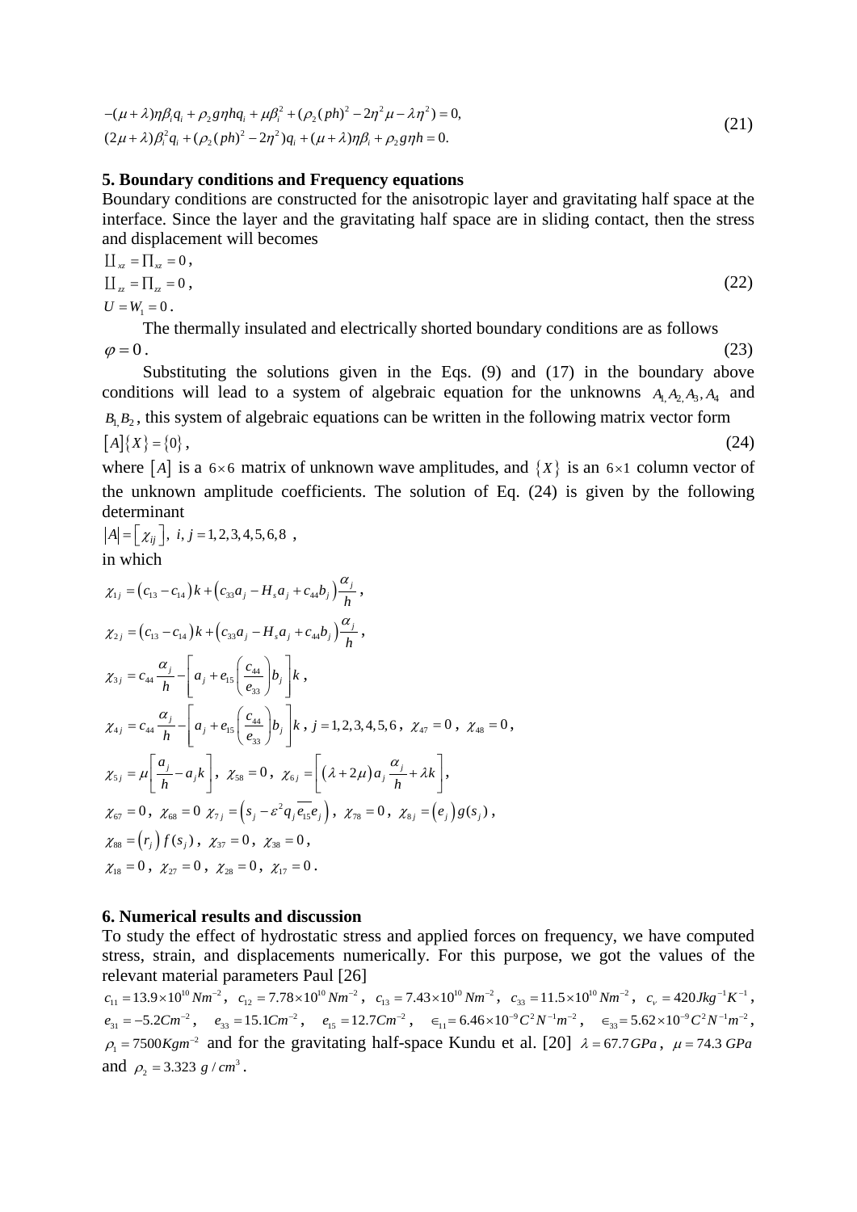$$-(\mu+\lambda)\eta\beta_i q_i + \rho_2 g\eta h q_i + \mu\beta_i^2 + (\rho_2(ph)^2 - 2\eta^2\mu - \lambda\eta^2) = 0,$$
$$(2\mu+\lambda)\beta_i^2 q_i + (\rho_2(ph)^2 - 2\eta^2)q_i + (\mu+\lambda)\eta\beta_i + \rho_2 g\eta h = 0. \tag{21}$$

## 5. Boundary conditions and Frequency equations

Boundary conditions are constructed for the anisotropic layer and gravitating half space at the interface. Since the layer and the gravitating half space are in sliding contact, then the stress and displacement will becomes

$$\amalg_{xz} = \Pi_{xz} = 0,$$
$$\amalg_{zz} = \Pi_{zz} = 0, \tag{22}$$
$$U = W_1 = 0.$$

The thermally insulated and electrically shorted boundary conditions are as follows

$$\varphi = 0. \tag{23}$$

Substituting the solutions given in the Eqs. (9) and (17) in the boundary above conditions will lead to a system of algebraic equation for the unknowns $A_1, A_2, A_3, A_4$ and $B_1, B_2$, this system of algebraic equations can be written in the following matrix vector form

$$[A]\{X\} = \{0\}, \tag{24}$$

where $[A]$ is a $6\times 6$ matrix of unknown wave amplitudes, and $\{X\}$ is an $6\times 1$ column vector of the unknown amplitude coefficients. The solution of Eq. (24) is given by the following determinant

$$|A| = [\chi_{ij}],\ i, j = 1,2,3,4,5,6,8\ ,$$

in which

$$\chi_{1j} = (c_{13} - c_{14})k + (c_{33}a_j - H_s a_j + c_{44}b_j)\frac{\alpha_j}{h},$$

$$\chi_{2j} = (c_{13} - c_{14})k + (c_{33}a_j - H_s a_j + c_{44}b_j)\frac{\alpha_j}{h},$$

$$\chi_{3j} = c_{44}\frac{\alpha_j}{h} - \left[a_j + e_{15}\left(\frac{c_{44}}{e_{33}}\right)b_j\right]k,$$

$$\chi_{4j} = c_{44}\frac{\alpha_j}{h} - \left[a_j + e_{15}\left(\frac{c_{44}}{e_{33}}\right)b_j\right]k,\ j = 1,2,3,4,5,6,\ \chi_{47} = 0,\ \chi_{48} = 0,$$

$$\chi_{5j} = \mu\left[\frac{a_j}{h} - a_j k\right],\ \chi_{58} = 0,\ \chi_{6j} = \left[(\lambda + 2\mu)a_j\frac{\alpha_j}{h} + \lambda k\right],$$

$$\chi_{67} = 0,\ \chi_{68} = 0\ \chi_{7j} = \left(s_j - \varepsilon^2 q_j \overline{e_{15}} e_j\right),\ \chi_{78} = 0,\ \chi_{8j} = (e_j)g(s_j),$$

$$\chi_{88} = (r_j)f(s_j),\ \chi_{37} = 0,\ \chi_{38} = 0,$$

$$\chi_{18} = 0,\ \chi_{27} = 0,\ \chi_{28} = 0,\ \chi_{17} = 0.$$

## 6. Numerical results and discussion

To study the effect of hydrostatic stress and applied forces on frequency, we have computed stress, strain, and displacements numerically. For this purpose, we got the values of the relevant material parameters Paul [26]

$c_{11} = 13.9\times 10^{10}\,Nm^{-2}$, $c_{12} = 7.78\times 10^{10}\,Nm^{-2}$, $c_{13} = 7.43\times 10^{10}\,Nm^{-2}$, $c_{33} = 11.5\times 10^{10}\,Nm^{-2}$, $c_v = 420\,Jkg^{-1}K^{-1}$, $e_{31} = -5.2\,Cm^{-2}$, $e_{33} = 15.1\,Cm^{-2}$, $e_{15} = 12.7\,Cm^{-2}$, $\in_{11} = 6.46\times 10^{-9}\,C^2N^{-1}m^{-2}$, $\in_{33} = 5.62\times 10^{-9}\,C^2N^{-1}m^{-2}$, $\rho_1 = 7500\,Kgm^{-2}$ and for the gravitating half-space Kundu et al. [20] $\lambda = 67.7\,GPa$, $\mu = 74.3\,GPa$ and $\rho_2 = 3.323\ g/cm^3$.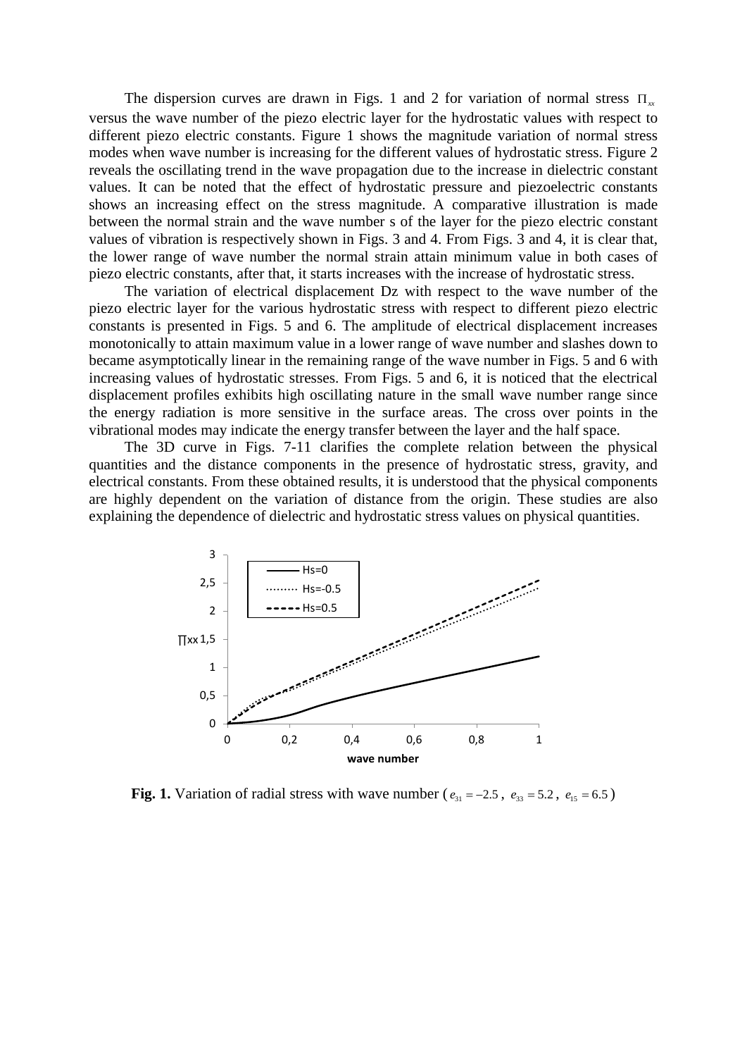The dispersion curves are drawn in Figs. 1 and 2 for variation of normal stress $\Pi_{xx}$ versus the wave number of the piezo electric layer for the hydrostatic values with respect to different piezo electric constants. Figure 1 shows the magnitude variation of normal stress modes when wave number is increasing for the different values of hydrostatic stress. Figure 2 reveals the oscillating trend in the wave propagation due to the increase in dielectric constant values. It can be noted that the effect of hydrostatic pressure and piezoelectric constants shows an increasing effect on the stress magnitude. A comparative illustration is made between the normal strain and the wave number s of the layer for the piezo electric constant values of vibration is respectively shown in Figs. 3 and 4. From Figs. 3 and 4, it is clear that, the lower range of wave number the normal strain attain minimum value in both cases of piezo electric constants, after that, it starts increases with the increase of hydrostatic stress.

The variation of electrical displacement Dz with respect to the wave number of the piezo electric layer for the various hydrostatic stress with respect to different piezo electric constants is presented in Figs. 5 and 6. The amplitude of electrical displacement increases monotonically to attain maximum value in a lower range of wave number and slashes down to became asymptotically linear in the remaining range of the wave number in Figs. 5 and 6 with increasing values of hydrostatic stresses. From Figs. 5 and 6, it is noticed that the electrical displacement profiles exhibits high oscillating nature in the small wave number range since the energy radiation is more sensitive in the surface areas. The cross over points in the vibrational modes may indicate the energy transfer between the layer and the half space.

The 3D curve in Figs. 7-11 clarifies the complete relation between the physical quantities and the distance components in the presence of hydrostatic stress, gravity, and electrical constants. From these obtained results, it is understood that the physical components are highly dependent on the variation of distance from the origin. These studies are also explaining the dependence of dielectric and hydrostatic stress values on physical quantities.

**Fig. 1.** Variation of radial stress with wave number ($e_{31} = -2.5$, $e_{33} = 5.2$, $e_{15} = 6.5$)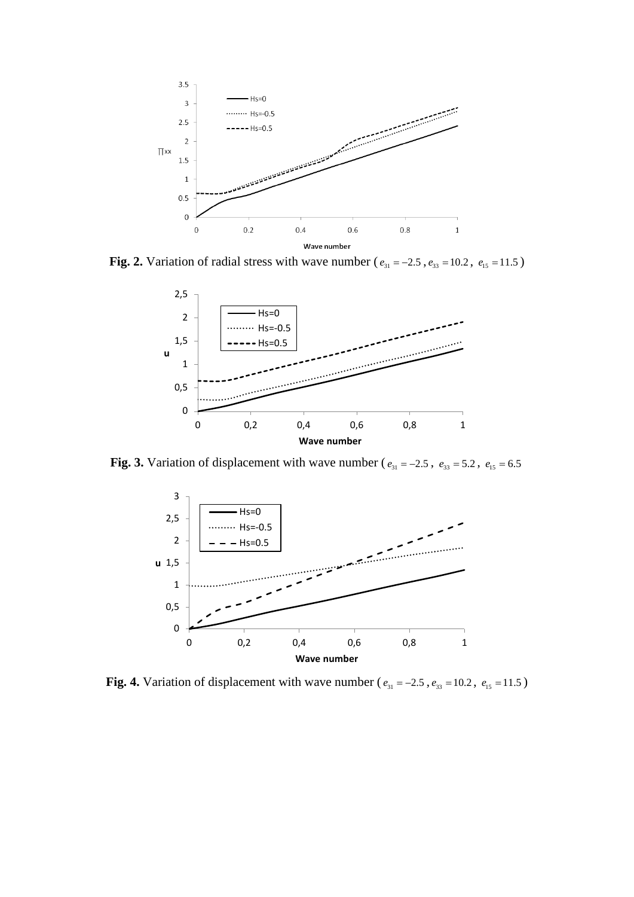**Fig. 2.** Variation of radial stress with wave number ( $e_{31} = -2.5$ , $e_{33} = 10.2$ , $e_{15} = 11.5$ )

**Fig. 3.** Variation of displacement with wave number ( $e_{31} = -2.5$ , $e_{33} = 5.2$ , $e_{15} = 6.5$

**Fig. 4.** Variation of displacement with wave number ( $e_{31} = -2.5$ , $e_{33} = 10.2$ , $e_{15} = 11.5$ )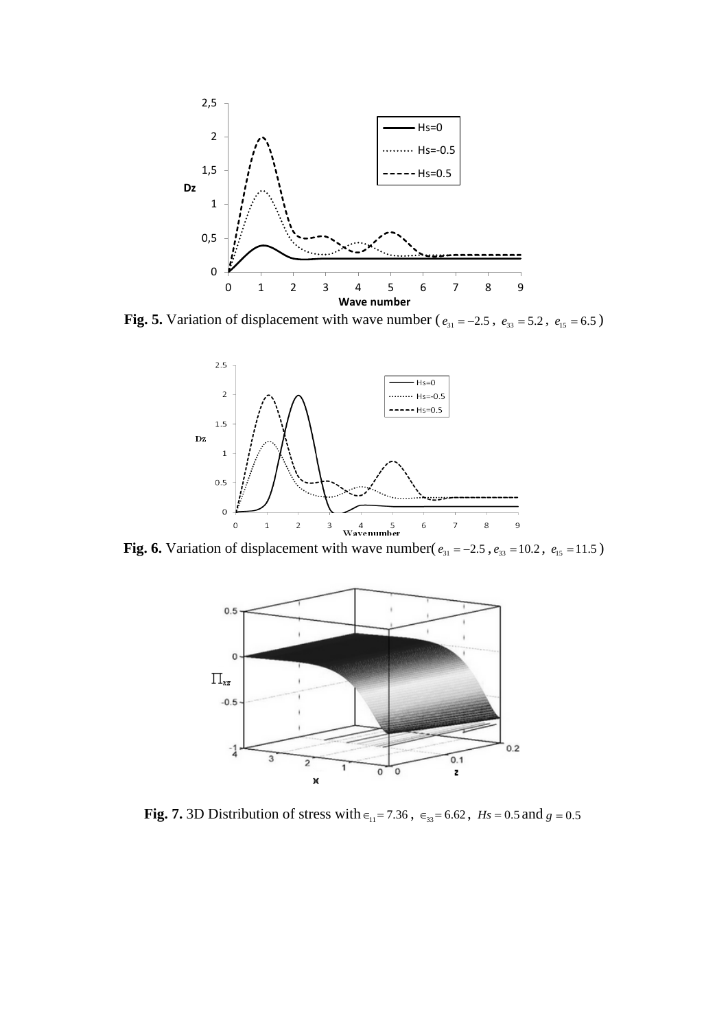**Fig. 5.** Variation of displacement with wave number ( $e_{31} = -2.5$ , $e_{33} = 5.2$ , $e_{15} = 6.5$ )

**Fig. 6.** Variation of displacement with wave number( $e_{31} = -2.5$ , $e_{33} = 10.2$ , $e_{15} = 11.5$ )

**Fig. 7.** 3D Distribution of stress with $\epsilon_{11} = 7.36$ , $\epsilon_{33} = 6.62$ , $Hs = 0.5$ and $g = 0.5$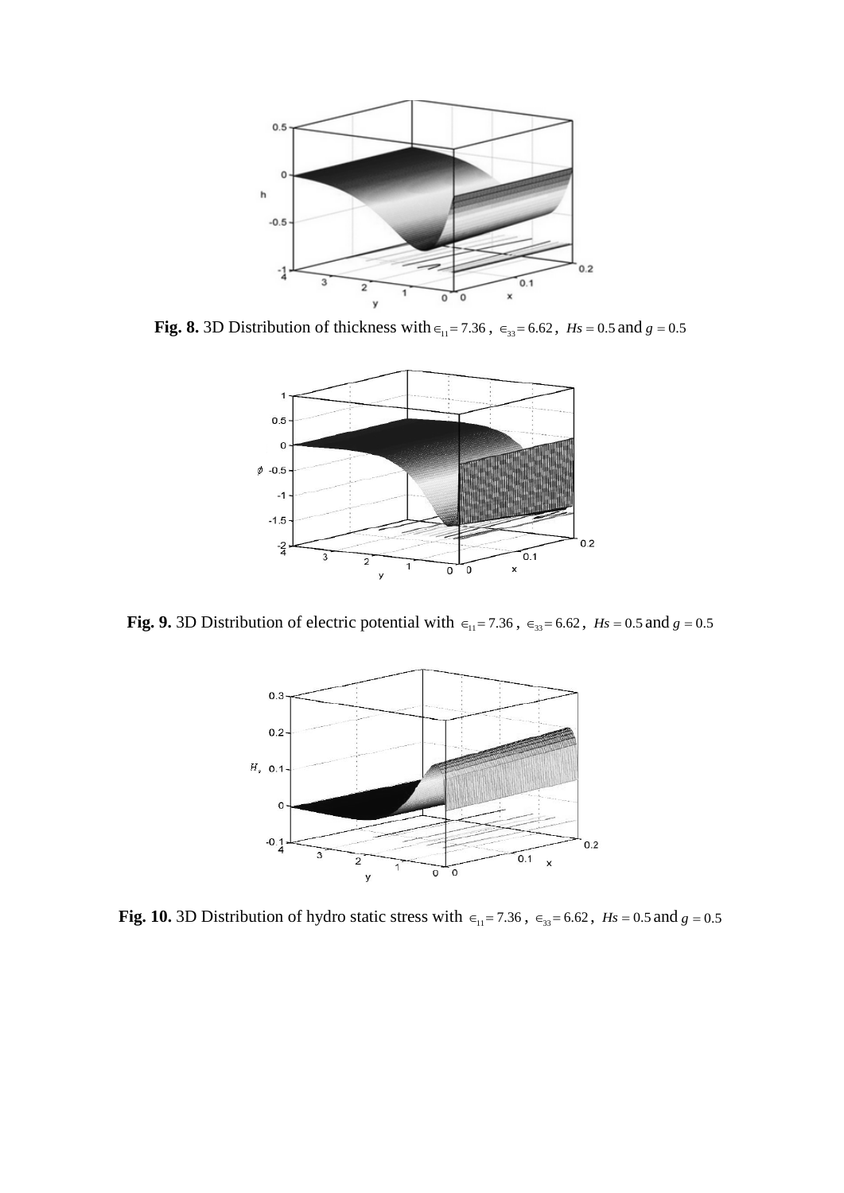**Fig. 8.** 3D Distribution of thickness with $\in_{11} = 7.36$ , $\in_{33} = 6.62$ , $Hs = 0.5$ and $g = 0.5$

**Fig. 9.** 3D Distribution of electric potential with $\in_{11} = 7.36$ , $\in_{33} = 6.62$ , $Hs = 0.5$ and $g = 0.5$

**Fig. 10.** 3D Distribution of hydro static stress with $\in_{11} = 7.36$ , $\in_{33} = 6.62$ , $Hs = 0.5$ and $g = 0.5$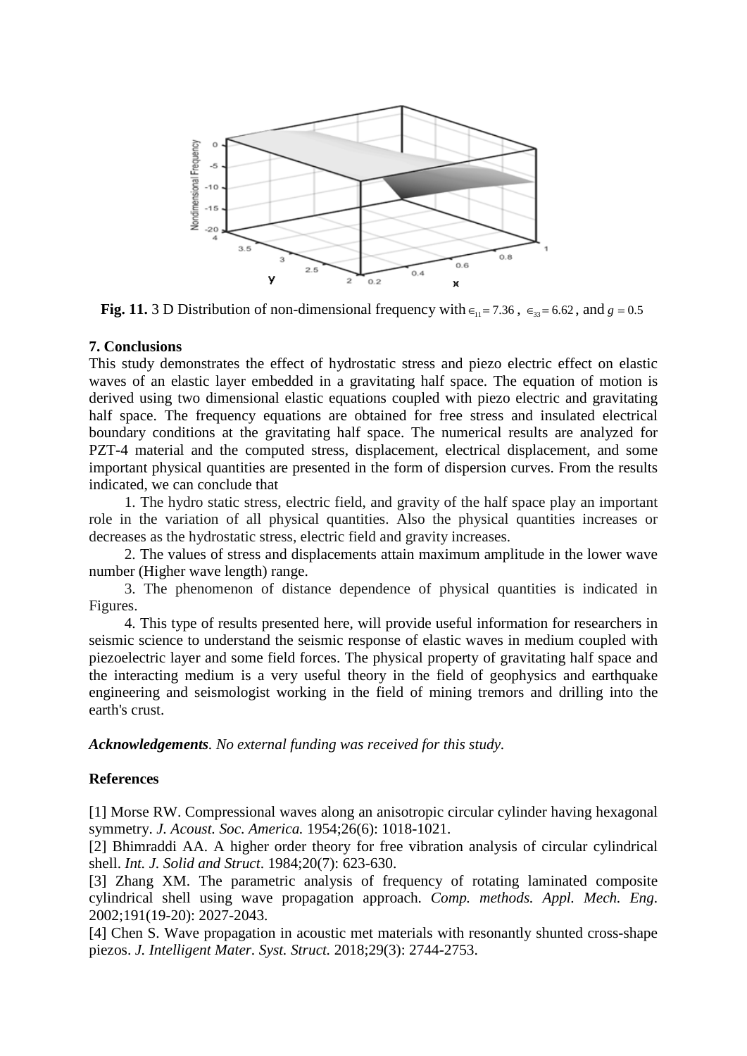**Fig. 11.** 3 D Distribution of non-dimensional frequency with $\in_{11} = 7.36$ , $\in_{33} = 6.62$ , and $g = 0.5$

## 7. Conclusions

This study demonstrates the effect of hydrostatic stress and piezo electric effect on elastic waves of an elastic layer embedded in a gravitating half space. The equation of motion is derived using two dimensional elastic equations coupled with piezo electric and gravitating half space. The frequency equations are obtained for free stress and insulated electrical boundary conditions at the gravitating half space. The numerical results are analyzed for PZT-4 material and the computed stress, displacement, electrical displacement, and some important physical quantities are presented in the form of dispersion curves. From the results indicated, we can conclude that

1. The hydro static stress, electric field, and gravity of the half space play an important role in the variation of all physical quantities. Also the physical quantities increases or decreases as the hydrostatic stress, electric field and gravity increases.

2. The values of stress and displacements attain maximum amplitude in the lower wave number (Higher wave length) range.

3. The phenomenon of distance dependence of physical quantities is indicated in Figures.

4. This type of results presented here, will provide useful information for researchers in seismic science to understand the seismic response of elastic waves in medium coupled with piezoelectric layer and some field forces. The physical property of gravitating half space and the interacting medium is a very useful theory in the field of geophysics and earthquake engineering and seismologist working in the field of mining tremors and drilling into the earth's crust.

***Acknowledgements****. No external funding was received for this study.*

## References

[1] Morse RW. Compressional waves along an anisotropic circular cylinder having hexagonal symmetry. *J. Acoust. Soc. America.* 1954;26(6): 1018-1021.

[2] Bhimraddi AA. A higher order theory for free vibration analysis of circular cylindrical shell. *Int. J. Solid and Struct*. 1984;20(7): 623-630.

[3] Zhang XM. The parametric analysis of frequency of rotating laminated composite cylindrical shell using wave propagation approach. *Comp. methods. Appl. Mech. Eng.* 2002;191(19-20): 2027-2043.

[4] Chen S. Wave propagation in acoustic met materials with resonantly shunted cross-shape piezos. *J. Intelligent Mater. Syst. Struct.* 2018;29(3): 2744-2753.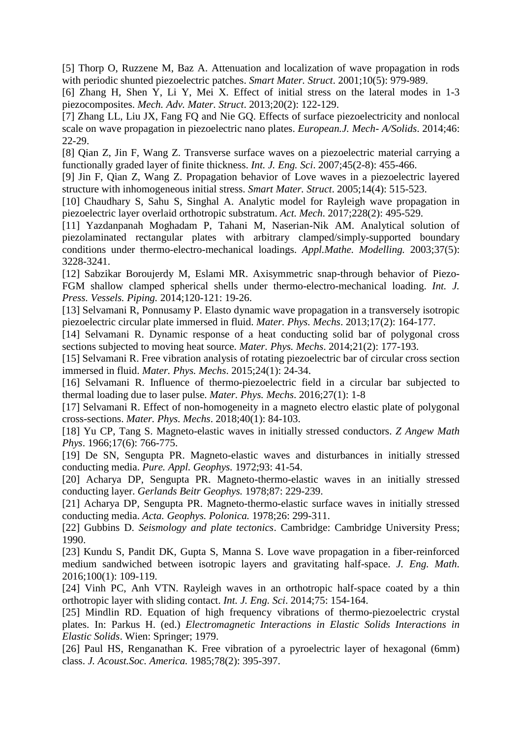[5] Thorp O, Ruzzene M, Baz A. Attenuation and localization of wave propagation in rods with periodic shunted piezoelectric patches. *Smart Mater. Struct*. 2001;10(5): 979-989.

[6] Zhang H, Shen Y, Li Y, Mei X. Effect of initial stress on the lateral modes in 1-3 piezocomposites. *Mech. Adv. Mater. Struct*. 2013;20(2): 122-129.

[7] Zhang LL, Liu JX, Fang FQ and Nie GQ. Effects of surface piezoelectricity and nonlocal scale on wave propagation in piezoelectric nano plates. *European.J. Mech- A/Solids*. 2014;46: 22-29.

[8] Qian Z, Jin F, Wang Z. Transverse surface waves on a piezoelectric material carrying a functionally graded layer of finite thickness. *Int. J. Eng. Sci*. 2007;45(2-8): 455-466.

[9] Jin F, Qian Z, Wang Z. Propagation behavior of Love waves in a piezoelectric layered structure with inhomogeneous initial stress. *Smart Mater. Struct*. 2005;14(4): 515-523.

[10] Chaudhary S, Sahu S, Singhal A. Analytic model for Rayleigh wave propagation in piezoelectric layer overlaid orthotropic substratum. *Act. Mech*. 2017;228(2): 495-529.

[11] Yazdanpanah Moghadam P, Tahani M, Naserian-Nik AM. Analytical solution of piezolaminated rectangular plates with arbitrary clamped/simply-supported boundary conditions under thermo-electro-mechanical loadings. *Appl.Mathe. Modelling.* 2003;37(5): 3228-3241.

[12] Sabzikar Boroujerdy M, Eslami MR. Axisymmetric snap-through behavior of Piezo-FGM shallow clamped spherical shells under thermo-electro-mechanical loading. *Int. J. Press. Vessels. Piping.* 2014;120-121: 19-26.

[13] Selvamani R, Ponnusamy P. Elasto dynamic wave propagation in a transversely isotropic piezoelectric circular plate immersed in fluid. *Mater. Phys. Mechs*. 2013;17(2): 164-177.

[14] Selvamani R. Dynamic response of a heat conducting solid bar of polygonal cross sections subjected to moving heat source. *Mater. Phys. Mechs*. 2014;21(2): 177-193.

[15] Selvamani R. Free vibration analysis of rotating piezoelectric bar of circular cross section immersed in fluid. *Mater. Phys. Mechs*. 2015;24(1): 24-34.

[16] Selvamani R. Influence of thermo-piezoelectric field in a circular bar subjected to thermal loading due to laser pulse. *Mater. Phys. Mechs*. 2016;27(1): 1-8

[17] Selvamani R. Effect of non-homogeneity in a magneto electro elastic plate of polygonal cross-sections. *Mater. Phys. Mechs*. 2018;40(1): 84-103.

[18] Yu CP, Tang S. Magneto-elastic waves in initially stressed conductors. *Z Angew Math Phys*. 1966;17(6): 766-775.

[19] De SN, Sengupta PR. Magneto-elastic waves and disturbances in initially stressed conducting media. *Pure. Appl. Geophys.* 1972;93: 41-54.

[20] Acharya DP, Sengupta PR. Magneto-thermo-elastic waves in an initially stressed conducting layer. *Gerlands Beitr Geophys.* 1978;87: 229-239.

[21] Acharya DP, Sengupta PR. Magneto-thermo-elastic surface waves in initially stressed conducting media. *Acta. Geophys. Polonica.* 1978;26: 299-311.

[22] Gubbins D. *Seismology and plate tectonics*. Cambridge: Cambridge University Press; 1990.

[23] Kundu S, Pandit DK, Gupta S, Manna S. Love wave propagation in a fiber-reinforced medium sandwiched between isotropic layers and gravitating half-space. *J. Eng. Math.* 2016;100(1): 109-119.

[24] Vinh PC, Anh VTN. Rayleigh waves in an orthotropic half-space coated by a thin orthotropic layer with sliding contact. *Int. J. Eng. Sci*. 2014;75: 154-164.

[25] Mindlin RD. Equation of high frequency vibrations of thermo-piezoelectric crystal plates. In: Parkus H. (ed.) *Electromagnetic Interactions in Elastic Solids Interactions in Elastic Solids*. Wien: Springer; 1979.

[26] Paul HS, Renganathan K. Free vibration of a pyroelectric layer of hexagonal (6mm) class. *J. Acoust.Soc. America.* 1985;78(2): 395-397.